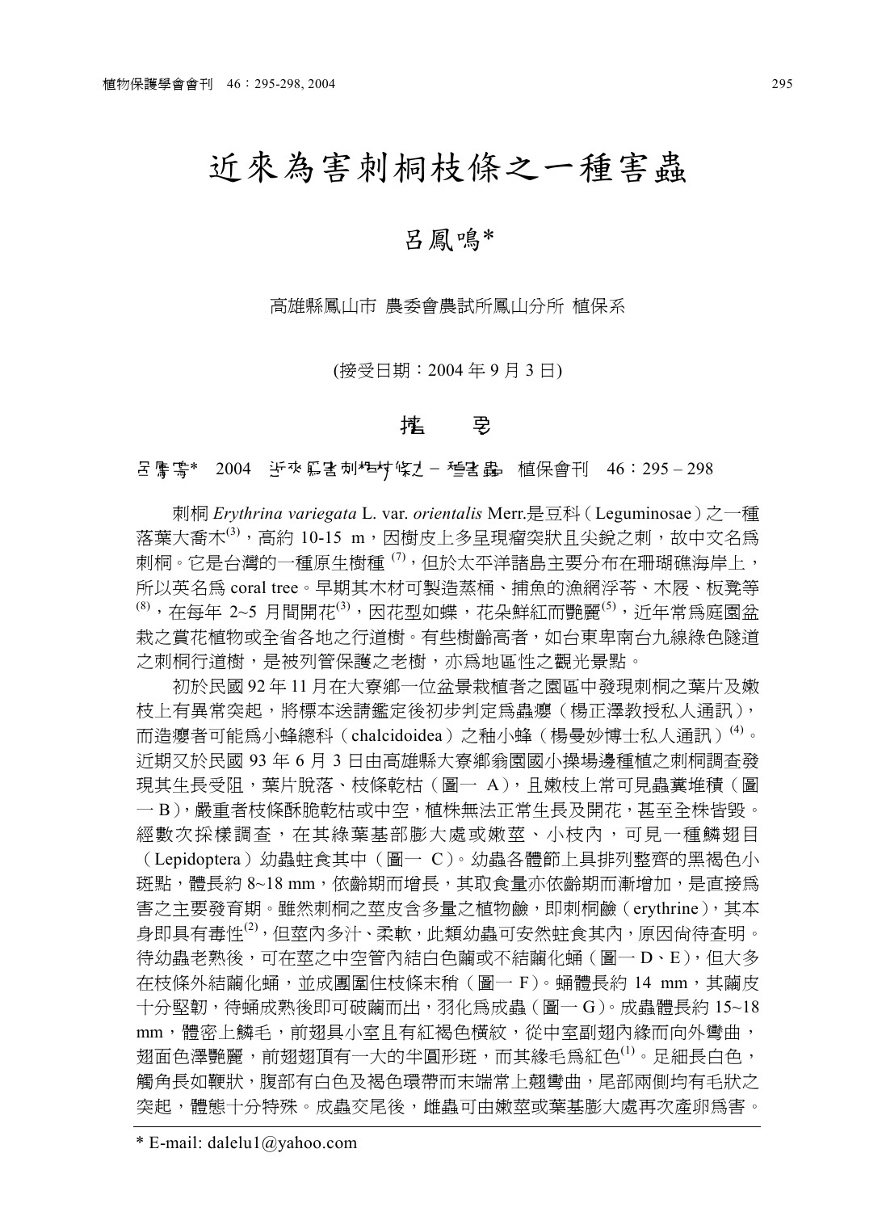# 近來為害刺桐枝條之一種害蟲

## 呂鳳鳴*

高雄縣鳳山市 農委會農試所鳳山分所 植保系

(接受日期：2004 年 9 月 3 日)

## 摘　要

呂鳳鳴*　2004　近來為害刺桐枝條之一種害蟲　植保會刊　46：295 – 298

刺桐 *Erythrina variegata* L. var. *orientalis* Merr.是豆科（Leguminosae）之一種落葉大喬木[3]，高約 10-15 m，因樹皮上多呈現瘤突狀且尖銳之刺，故中文名為刺桐。它是台灣的一種原生樹種 [7]，但於太平洋諸島主要分布在珊瑚礁海岸上，所以英名為 coral tree。早期其木材可製造蒸桶、捕魚的漁網浮苓、木屐、板凳等[8]，在每年 2~5 月間開花[3]，因花型如蝶，花朵鮮紅而艷麗[5]，近年常為庭園盆栽之賞花植物或全省各地之行道樹。有些樹齡高者，如台東卑南台九線綠色隧道之刺桐行道樹，是被列管保護之老樹，亦為地區性之觀光景點。

初於民國 92 年 11 月在大寮鄉一位盆景栽植者之園區中發現刺桐之葉片及嫩枝上有異常突起，將標本送請鑑定後初步判定為蟲癭（楊正澤教授私人通訊），而造癭者可能為小蜂總科（chalcidoidea）之釉小蜂（楊曼妙博士私人通訊）[4]。近期又於民國 93 年 6 月 3 日由高雄縣大寮鄉翁園國小操場邊種植之刺桐調查發現其生長受阻，葉片脫落、枝條乾枯（圖一 A），且嫩枝上常可見蟲糞堆積（圖一 B），嚴重者枝條酥脆乾枯或中空，植株無法正常生長及開花，甚至全株皆毀。經數次採樣調查，在其綠葉基部膨大處或嫩莖、小枝內，可見一種鱗翅目（Lepidoptera）幼蟲蛀食其中（圖一 C）。幼蟲各體節上具排列整齊的黑褐色小斑點，體長約 8~18 mm，依齡期而增長，其取食量亦依齡期而漸增加，是直接為害之主要發育期。雖然刺桐之莖皮含多量之植物鹼，即刺桐鹼（erythrine），其本身即具有毒性[2]，但莖內多汁、柔軟，此類幼蟲可安然蛀食其內，原因尚待查明。待幼蟲老熟後，可在莖之中空管內結白色繭或不結繭化蛹（圖一 D、E），但大多在枝條外結繭化蛹，並成團圍住枝條末稍（圖一 F）。蛹體長約 14 mm，其繭皮十分堅韌，待蛹成熟後即可破繭而出，羽化為成蟲（圖一 G）。成蟲體長約 15~18 mm，體密上鱗毛，前翅具小室且有紅褐色橫紋，從中室副翅內緣而向外彎曲，翅面色澤艷麗，前翅翅頂有一大的半圓形斑，而其緣毛為紅色[1]。足細長白色，觸角長如鞭狀，腹部有白色及褐色環帶而末端常上翹彎曲，尾部兩側均有毛狀之突起，體態十分特殊。成蟲交尾後，雌蟲可由嫩莖或葉基膨大處再次產卵為害。

* E-mail: dalelu1@yahoo.com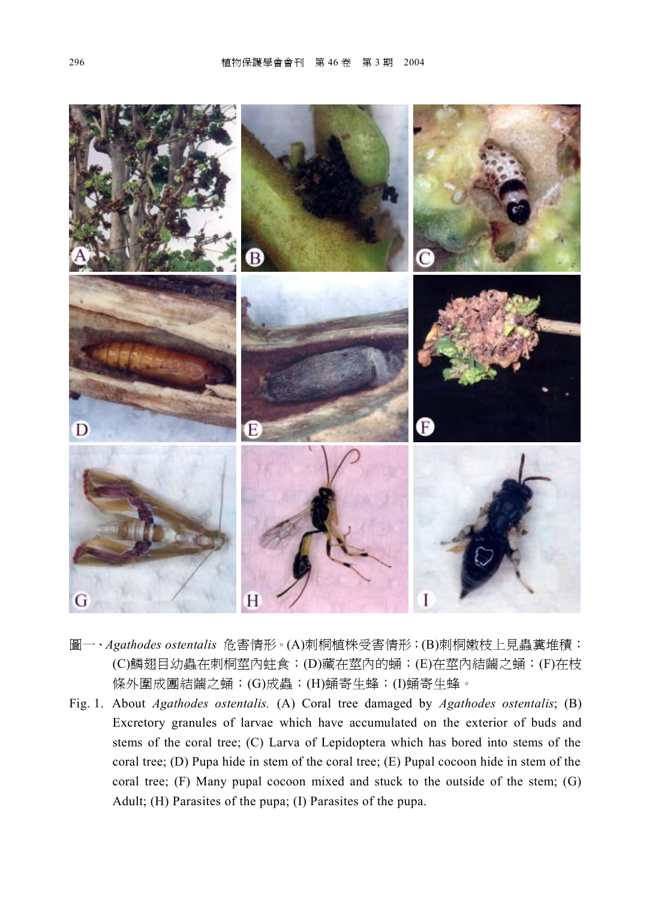圖一、*Agathodes ostentalis* 危害情形。(A)刺桐植株受害情形；(B)刺桐嫩枝上見蟲糞堆積；(C)鱗翅目幼蟲在刺桐莖內蛀食；(D)藏在莖內的蛹；(E)在莖內結繭之蛹；(F)在枝條外圍成團結繭之蛹；(G)成蟲；(H)蛹寄生蜂；(I)蛹寄生蜂。

Fig. 1. About *Agathodes ostentalis*. (A) Coral tree damaged by *Agathodes ostentalis*; (B) Excretory granules of larvae which have accumulated on the exterior of buds and stems of the coral tree; (C) Larva of Lepidoptera which has bored into stems of the coral tree; (D) Pupa hide in stem of the coral tree; (E) Pupal cocoon hide in stem of the coral tree; (F) Many pupal cocoon mixed and stuck to the outside of the stem; (G) Adult; (H) Parasites of the pupa; (I) Parasites of the pupa.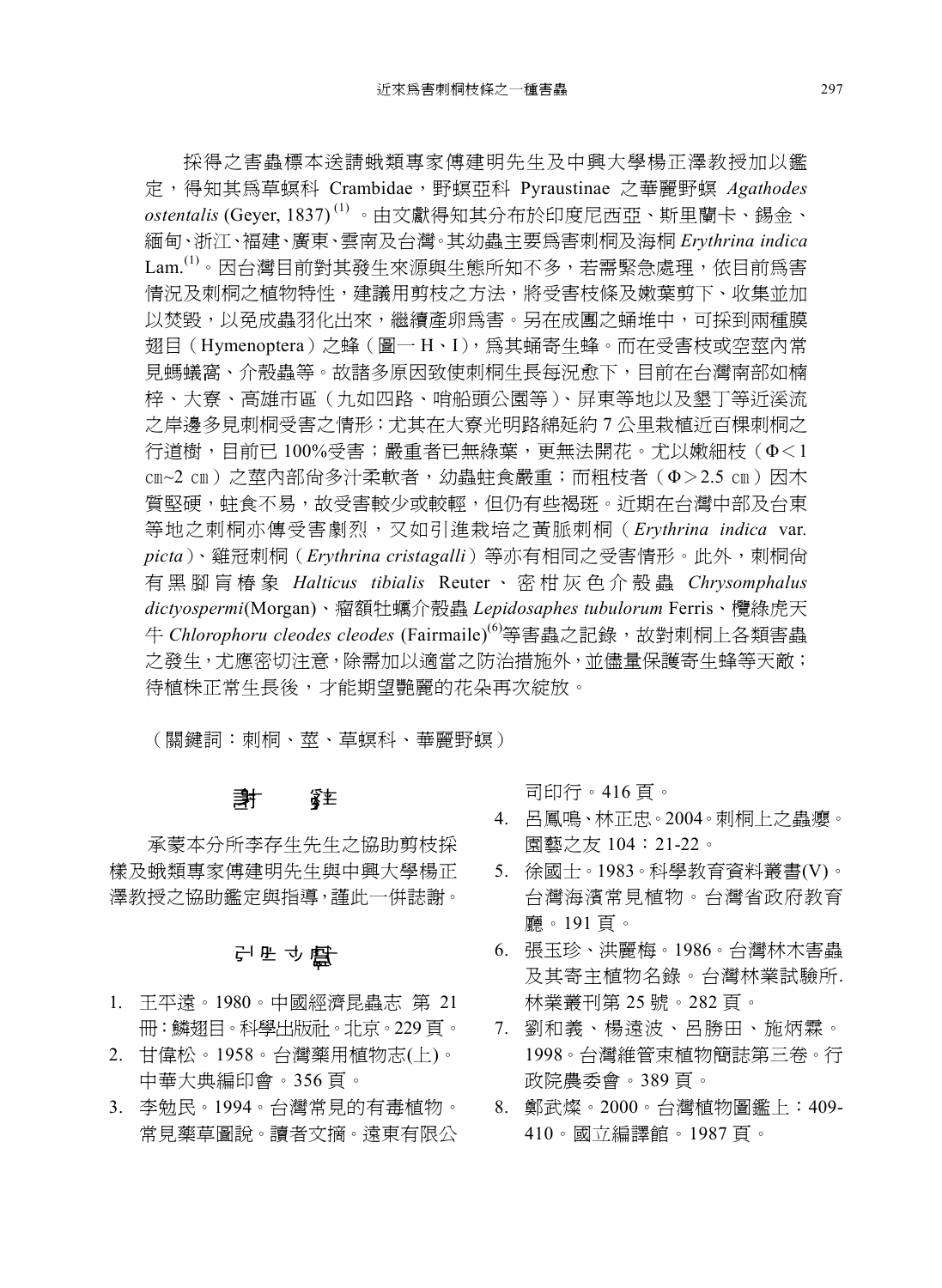採得之害蟲標本送請蛾類專家傅建明先生及中興大學楊正澤教授加以鑑定，得知其爲草螟科 Crambidae，野螟亞科 Pyraustinae 之華麗野螟 *Agathodes ostentalis* (Geyer, 1837)[1]。由文獻得知其分布於印度尼西亞、斯里蘭卡、錫金、緬甸、浙江、福建、廣東、雲南及台灣。其幼蟲主要爲害刺桐及海桐 *Erythrina indica* Lam.[1]。因台灣目前對其發生來源與生態所知不多，若需緊急處理，依目前爲害情況及刺桐之植物特性，建議用剪枝之方法，將受害枝條及嫩葉剪下、收集並加以焚毀，以免成蟲羽化出來，繼續產卵爲害。另在成團之蛹堆中，可採到兩種膜翅目（Hymenoptera）之蜂（圖一 H、I），爲其蛹寄生蜂。而在受害枝或空莖內常見螞蟻窩、介殼蟲等。故諸多原因致使刺桐生長每況愈下，目前在台灣南部如楠梓、大寮、高雄市區（九如四路、哨船頭公園等）、屏東等地以及墾丁等近溪流之岸邊多見刺桐受害之情形；尤其在大寮光明路綿延約 7 公里栽植近百棵刺桐之行道樹，目前已 100%受害；嚴重者已無綠葉，更無法開花。尤以嫩細枝（Φ＜1 ㎝~2 ㎝）之莖內部尚多汁柔軟者，幼蟲蛀食嚴重；而粗枝者（Φ＞2.5 ㎝）因木質堅硬，蛀食不易，故受害較少或較輕，但仍有些褐斑。近期在台灣中部及台東等地之刺桐亦傳受害劇烈，又如引進栽培之黃脈刺桐（*Erythrina indica* var. *picta*）、雞冠刺桐（*Erythrina cristagalli*）等亦有相同之受害情形。此外，刺桐尚有黑腳盲椿象 *Halticus tibialis* Reuter、密柑灰色介殼蟲 *Chrysomphalus dictyospermi*(Morgan)、瘤額牡蠣介殼蟲 *Lepidosaphes tubulorum* Ferris、欖綠虎天牛 *Chlorophoru cleodes cleodes* (Fairmaile)[6]等害蟲之記錄，故對刺桐上各類害蟲之發生，尤應密切注意，除需加以適當之防治措施外，並儘量保護寄生蜂等天敵；待植株正常生長後，才能期望艷麗的花朵再次綻放。

（關鍵詞：刺桐、莖、草螟科、華麗野螟）

## 謝 誌

承蒙本分所李存生先生之協助剪枝採樣及蛾類專家傅建明先生與中興大學楊正澤教授之協助鑑定與指導，謹此一併誌謝。

## 引用文獻

1. 王平遠。1980。中國經濟昆蟲志 第 21 冊：鱗翅目。科學出版社。北京。229 頁。
2. 甘偉松。1958。台灣藥用植物志(上)。中華大典編印會。356 頁。
3. 李勉民。1994。台灣常見的有毒植物。常見藥草圖說。讀者文摘。遠東有限公司印行。416 頁。
4. 呂鳳鳴、林正忠。2004。刺桐上之蟲癭。園藝之友 104：21-22。
5. 徐國士。1983。科學教育資料叢書(V)。台灣海濱常見植物。台灣省政府教育廳。191 頁。
6. 張玉珍、洪麗梅。1986。台灣林木害蟲及其寄主植物名錄。台灣林業試驗所.林業叢刊第 25 號。282 頁。
7. 劉和義、楊遠波、呂勝田、施炳霖。1998。台灣維管束植物簡誌第三卷。行政院農委會。389 頁。
8. 鄭武燦。2000。台灣植物圖鑑上：409-410。國立編譯館。1987 頁。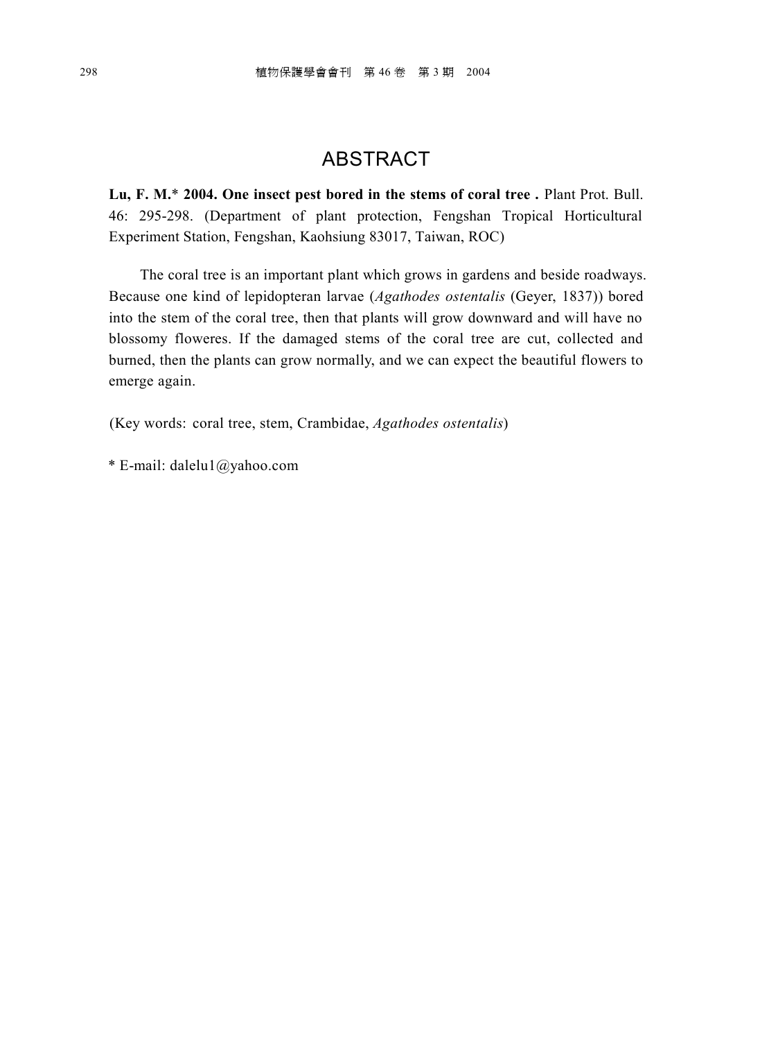# ABSTRACT

**Lu, F. M.* 2004. One insect pest bored in the stems of coral tree .** Plant Prot. Bull. 46: 295-298. (Department of plant protection, Fengshan Tropical Horticultural Experiment Station, Fengshan, Kaohsiung 83017, Taiwan, ROC)

The coral tree is an important plant which grows in gardens and beside roadways. Because one kind of lepidopteran larvae (*Agathodes ostentalis* (Geyer, 1837)) bored into the stem of the coral tree, then that plants will grow downward and will have no blossomy floweres. If the damaged stems of the coral tree are cut, collected and burned, then the plants can grow normally, and we can expect the beautiful flowers to emerge again.

(Key words: coral tree, stem, Crambidae, *Agathodes ostentalis*)

* E-mail: dalelu1@yahoo.com